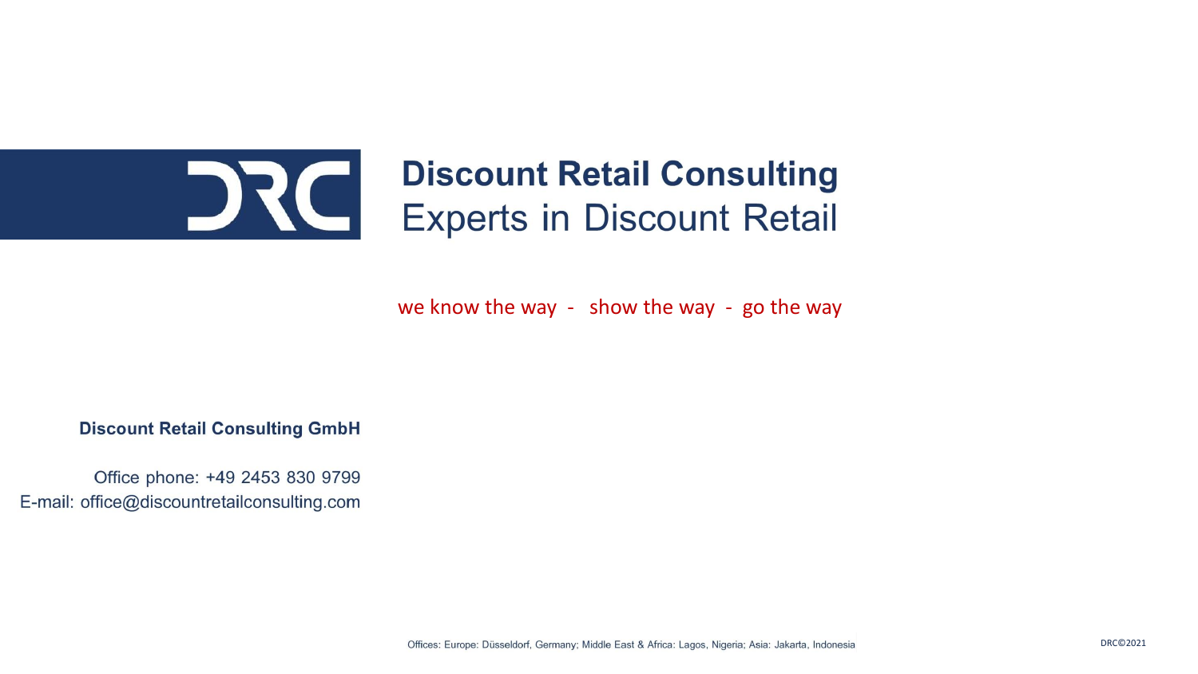# Discount Retail Consulting

## Experts in Discount Retail

we know the way - show the way - go the way

**Discount Retail Consulting GmbH**

Office phone: +49 2453 830 9799
E-mail: office@discountretailconsulting.com

Offices: Europe: Düsseldorf, Germany; Middle East & Africa: Lagos, Nigeria; Asia: Jakarta, Indonesia

DRC©2021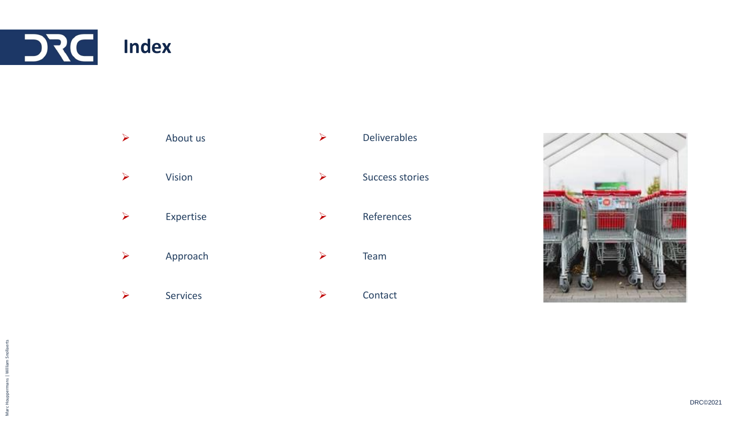# Index

- About us
- Vision
- Expertise
- Approach
- Services
- Deliverables
- Success stories
- References
- Team
- Contact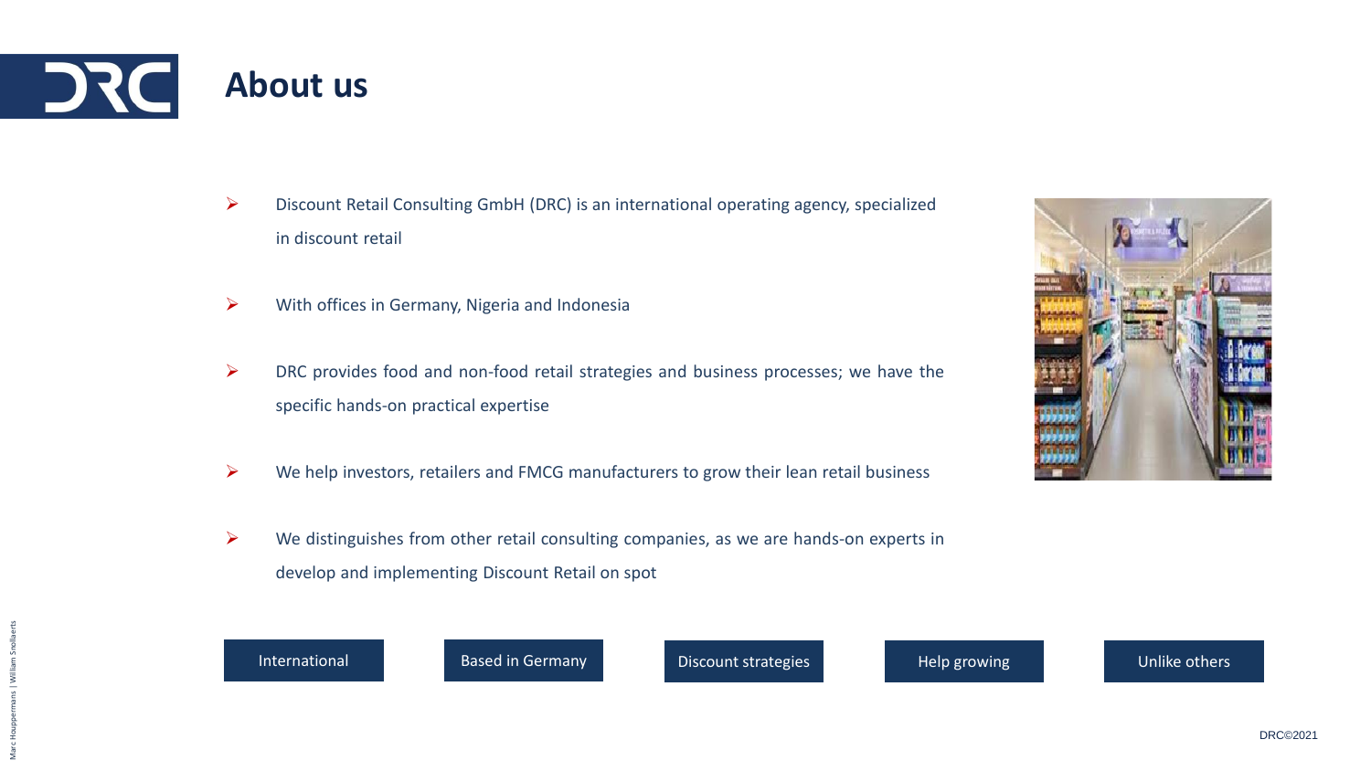# About us

- Discount Retail Consulting GmbH (DRC) is an international operating agency, specialized in discount retail
- With offices in Germany, Nigeria and Indonesia
- DRC provides food and non-food retail strategies and business processes; we have the specific hands-on practical expertise
- We help investors, retailers and FMCG manufacturers to grow their lean retail business
- We distinguishes from other retail consulting companies, as we are hands-on experts in develop and implementing Discount Retail on spot

International | Based in Germany | Discount strategies | Help growing | Unlike others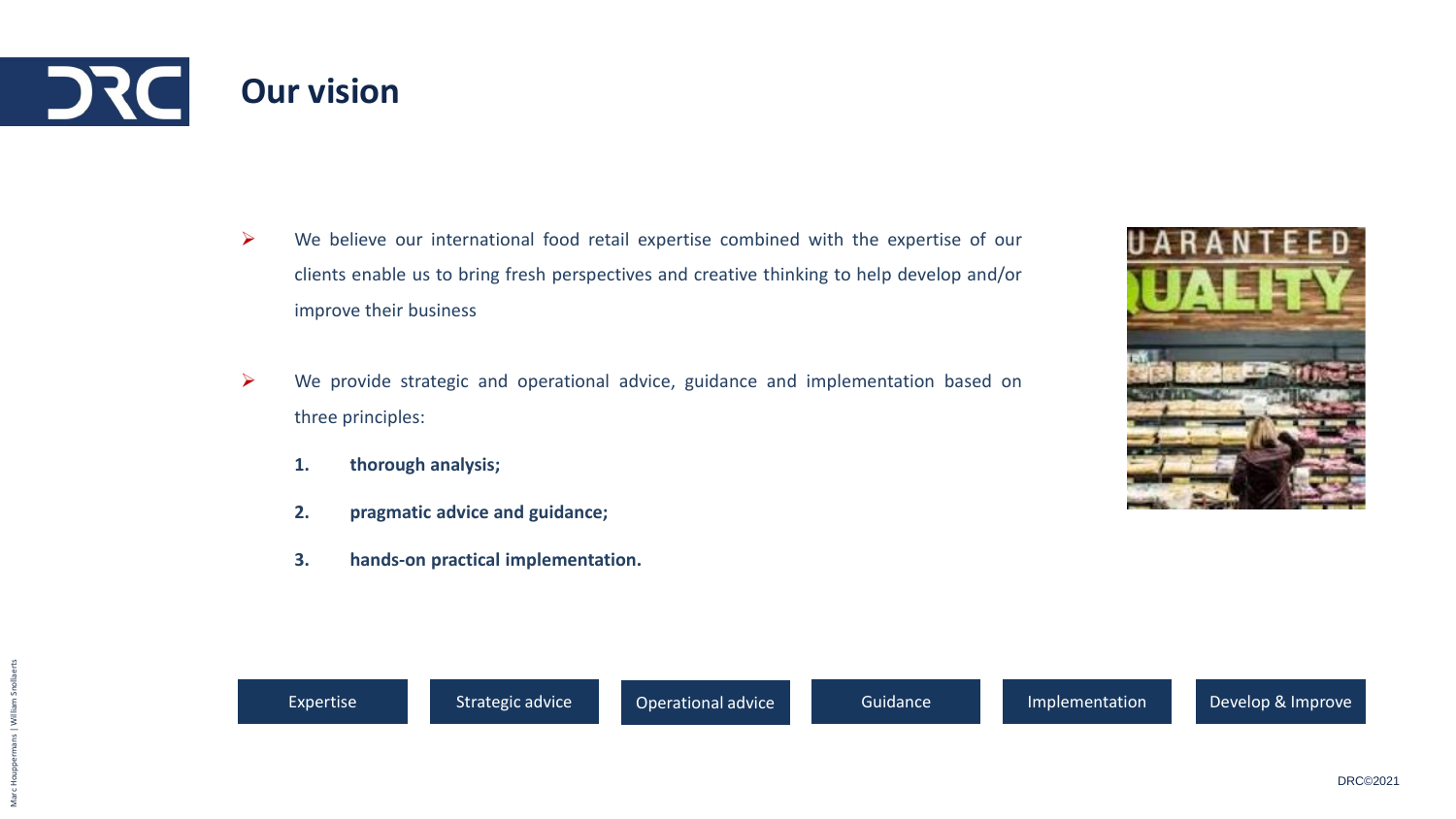# Our vision

- We believe our international food retail expertise combined with the expertise of our clients enable us to bring fresh perspectives and creative thinking to help develop and/or improve their business

- We provide strategic and operational advice, guidance and implementation based on three principles:

  1. **thorough analysis;**
  2. **pragmatic advice and guidance;**
  3. **hands-on practical implementation.**

Expertise | Strategic advice | Operational advice | Guidance | Implementation | Develop & Improve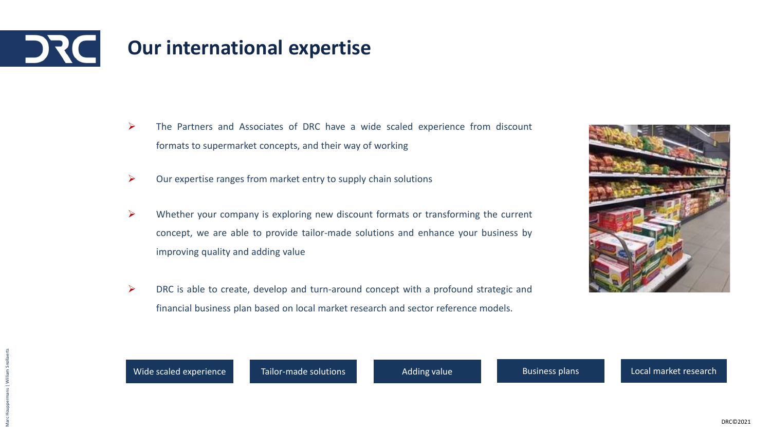# Our international expertise

- The Partners and Associates of DRC have a wide scaled experience from discount formats to supermarket concepts, and their way of working
- Our expertise ranges from market entry to supply chain solutions
- Whether your company is exploring new discount formats or transforming the current concept, we are able to provide tailor-made solutions and enhance your business by improving quality and adding value
- DRC is able to create, develop and turn-around concept with a profound strategic and financial business plan based on local market research and sector reference models.

Wide scaled experience | Tailor-made solutions | Adding value | Business plans | Local market research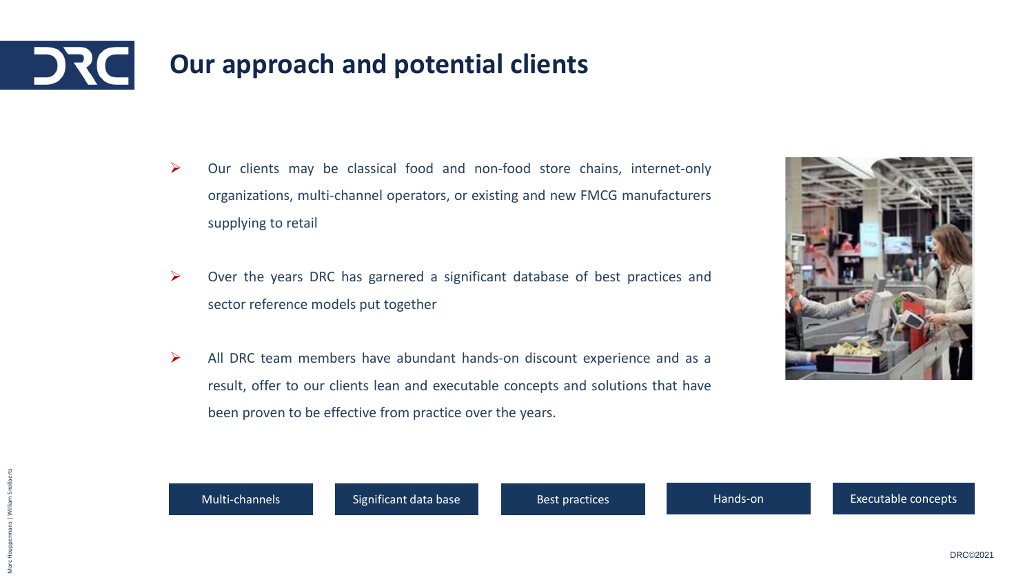# Our approach and potential clients

- Our clients may be classical food and non-food store chains, internet-only organizations, multi-channel operators, or existing and new FMCG manufacturers supplying to retail

- Over the years DRC has garnered a significant database of best practices and sector reference models put together

- All DRC team members have abundant hands-on discount experience and as a result, offer to our clients lean and executable concepts and solutions that have been proven to be effective from practice over the years.

Multi-channels | Significant data base | Best practices | Hands-on | Executable concepts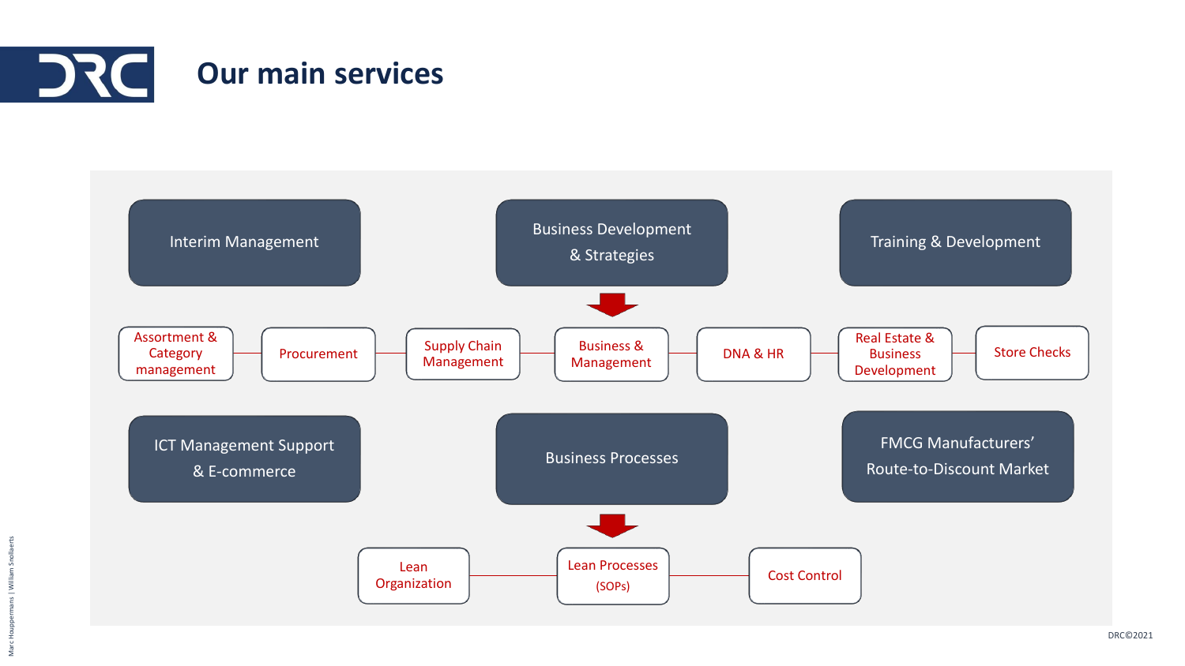# Our main services

- Interim Management
- Business Development & Strategies
- Training & Development

Assortment & Category management — Procurement — Supply Chain Management — Business & Management — DNA & HR — Real Estate & Business Development — Store Checks

- ICT Management Support & E-commerce
- Business Processes
- FMCG Manufacturers' Route-to-Discount Market

Lean Organization — Lean Processes (SOPs) — Cost Control

DRC©2021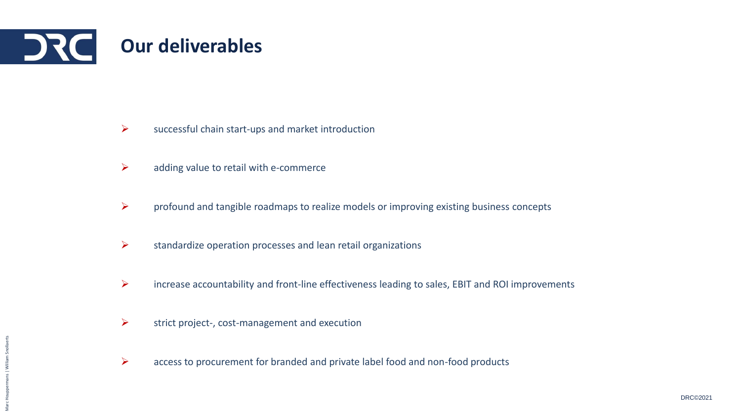# Our deliverables

- successful chain start-ups and market introduction
- adding value to retail with e-commerce
- profound and tangible roadmaps to realize models or improving existing business concepts
- standardize operation processes and lean retail organizations
- increase accountability and front-line effectiveness leading to sales, EBIT and ROI improvements
- strict project-, cost-management and execution
- access to procurement for branded and private label food and non-food products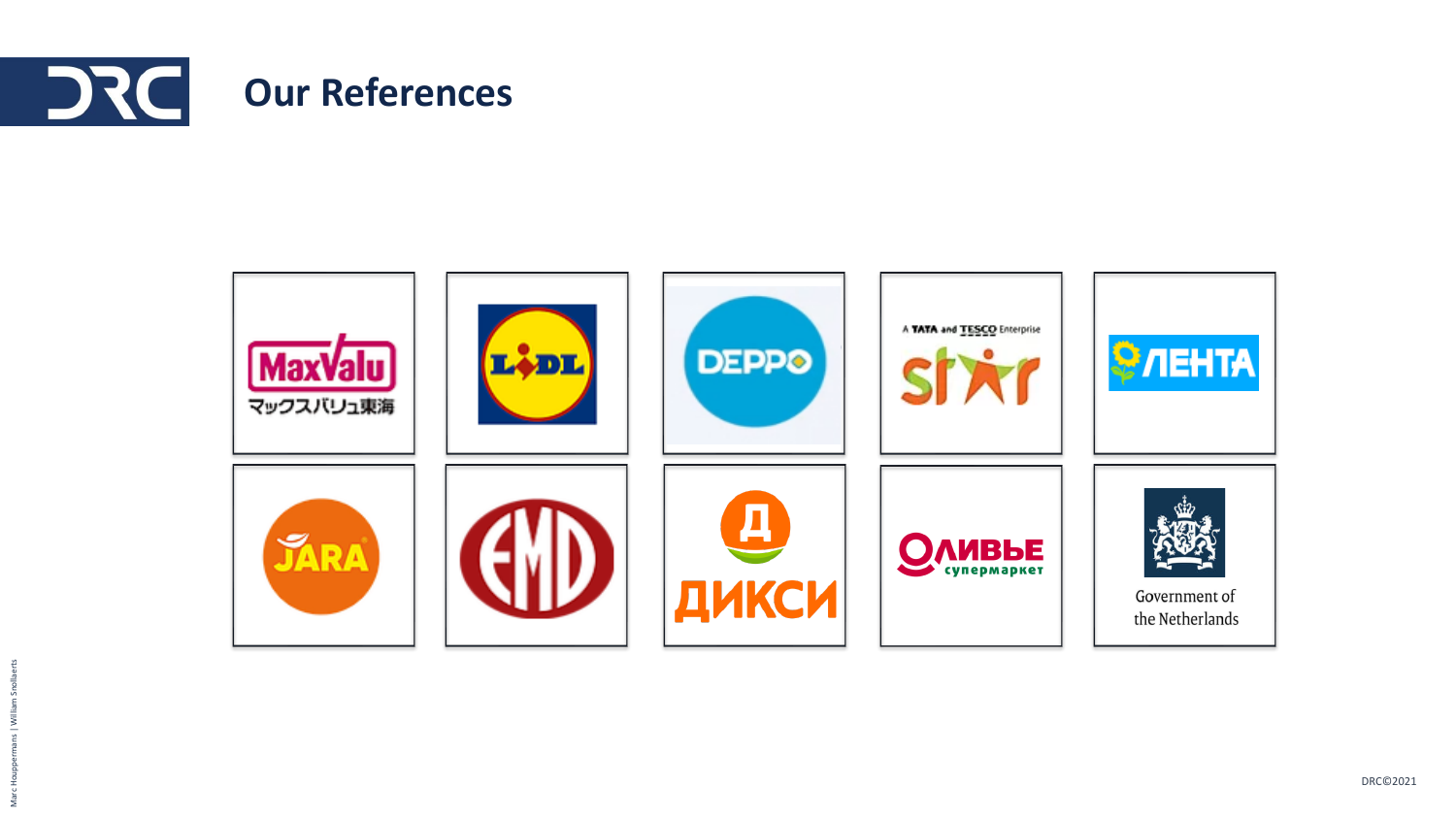# Our References

| | | | | |
|---|---|---|---|---|
| MaxValu マックスバリュ東海 | LIDL | DEPPO | A TATA and TESCO Enterprise star | ЛЕНТА |
| JARA | EMD | Д ДИКСИ | ОЛИВЬЕ супермаркет | Government of the Netherlands |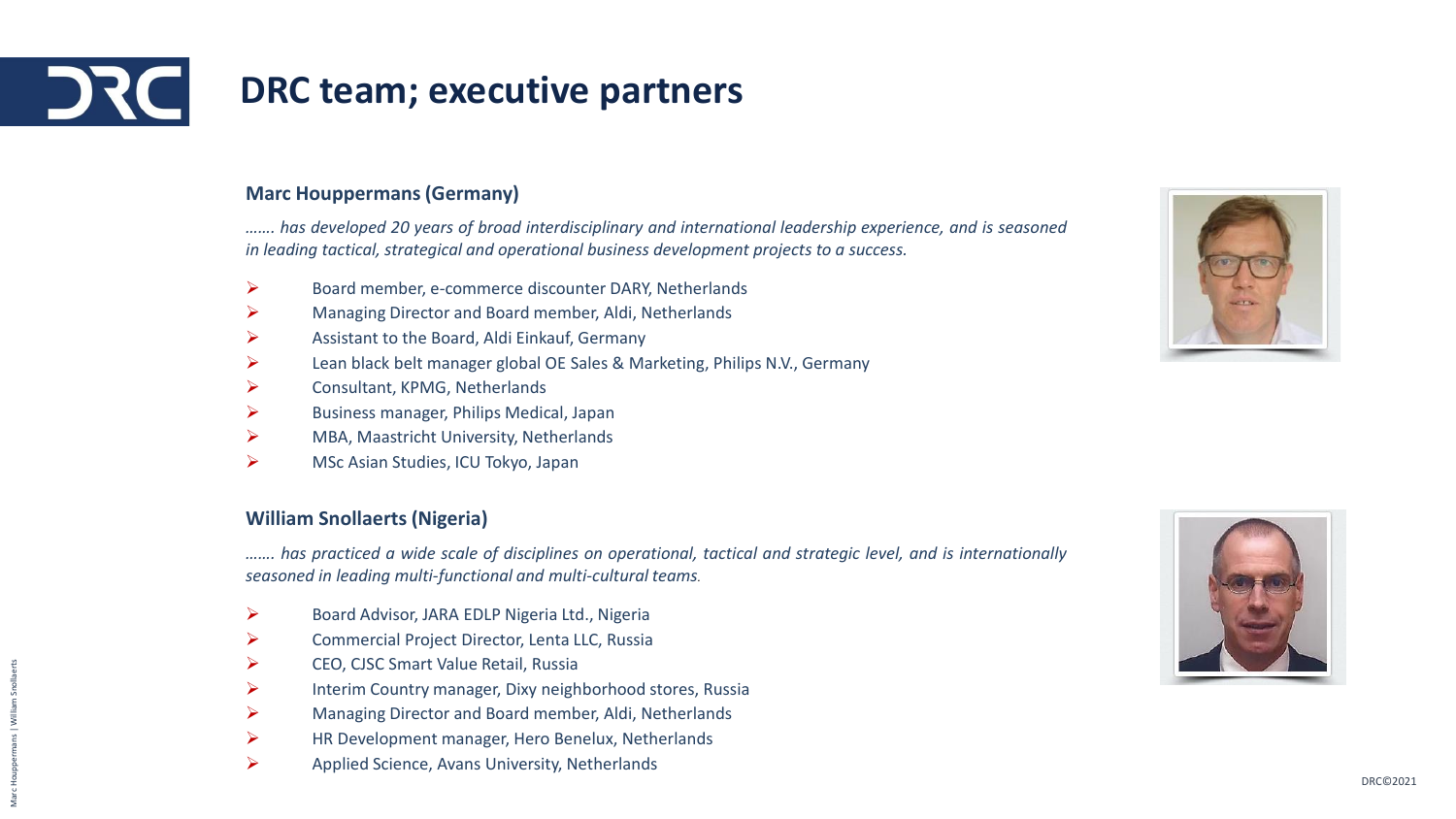# DRC team; executive partners

### Marc Houppermans (Germany)

*……. has developed 20 years of broad interdisciplinary and international leadership experience, and is seasoned in leading tactical, strategical and operational business development projects to a success.*

- Board member, e-commerce discounter DARY, Netherlands
- Managing Director and Board member, Aldi, Netherlands
- Assistant to the Board, Aldi Einkauf, Germany
- Lean black belt manager global OE Sales & Marketing, Philips N.V., Germany
- Consultant, KPMG, Netherlands
- Business manager, Philips Medical, Japan
- MBA, Maastricht University, Netherlands
- MSc Asian Studies, ICU Tokyo, Japan

### William Snollaerts (Nigeria)

*……. has practiced a wide scale of disciplines on operational, tactical and strategic level, and is internationally seasoned in leading multi-functional and multi-cultural teams.*

- Board Advisor, JARA EDLP Nigeria Ltd., Nigeria
- Commercial Project Director, Lenta LLC, Russia
- CEO, CJSC Smart Value Retail, Russia
- Interim Country manager, Dixy neighborhood stores, Russia
- Managing Director and Board member, Aldi, Netherlands
- HR Development manager, Hero Benelux, Netherlands
- Applied Science, Avans University, Netherlands

Marc Houppermans | William Snollaerts

DRC©2021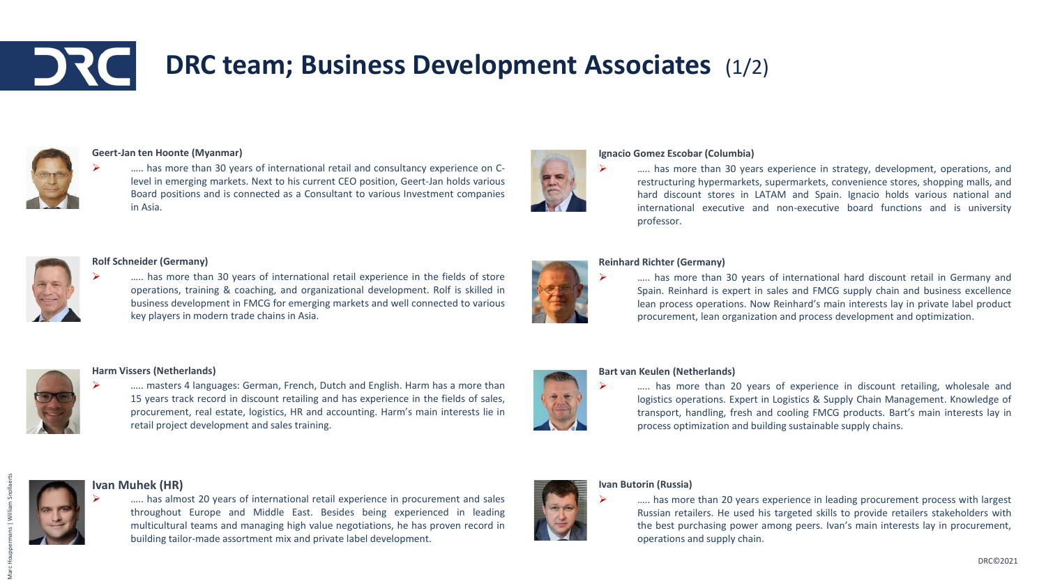# DRC team; Business Development Associates (1/2)

**Geert-Jan ten Hoonte (Myanmar)**

- ….. has more than 30 years of international retail and consultancy experience on C-level in emerging markets. Next to his current CEO position, Geert-Jan holds various Board positions and is connected as a Consultant to various Investment companies in Asia.

**Ignacio Gomez Escobar (Columbia)**

- ….. has more than 30 years experience in strategy, development, operations, and restructuring hypermarkets, supermarkets, convenience stores, shopping malls, and hard discount stores in LATAM and Spain. Ignacio holds various national and international executive and non-executive board functions and is university professor.

**Rolf Schneider (Germany)**

- ….. has more than 30 years of international retail experience in the fields of store operations, training & coaching, and organizational development. Rolf is skilled in business development in FMCG for emerging markets and well connected to various key players in modern trade chains in Asia.

**Reinhard Richter (Germany)**

- ….. has more than 30 years of international hard discount retail in Germany and Spain. Reinhard is expert in sales and FMCG supply chain and business excellence lean process operations. Now Reinhard's main interests lay in private label product procurement, lean organization and process development and optimization.

**Harm Vissers (Netherlands)**

- ….. masters 4 languages: German, French, Dutch and English. Harm has a more than 15 years track record in discount retailing and has experience in the fields of sales, procurement, real estate, logistics, HR and accounting. Harm's main interests lie in retail project development and sales training.

**Bart van Keulen (Netherlands)**

- ….. has more than 20 years of experience in discount retailing, wholesale and logistics operations. Expert in Logistics & Supply Chain Management. Knowledge of transport, handling, fresh and cooling FMCG products. Bart's main interests lay in process optimization and building sustainable supply chains.

**Ivan Muhek (HR)**

- ….. has almost 20 years of international retail experience in procurement and sales throughout Europe and Middle East. Besides being experienced in leading multicultural teams and managing high value negotiations, he has proven record in building tailor-made assortment mix and private label development.

**Ivan Butorin (Russia)**

- ….. has more than 20 years experience in leading procurement process with largest Russian retailers. He used his targeted skills to provide retailers stakeholders with the best purchasing power among peers. Ivan's main interests lay in procurement, operations and supply chain.

Marc Houppermans | William Snollaerts

DRC©2021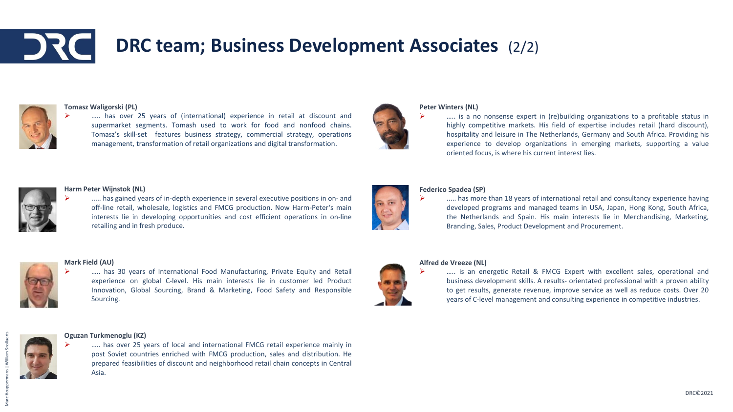# DRC team; Business Development Associates (2/2)

**Tomasz Waligorski (PL)**

- ….. has over 25 years of (international) experience in retail at discount and supermarket segments. Tomash used to work for food and nonfood chains. Tomasz's skill-set features business strategy, commercial strategy, operations management, transformation of retail organizations and digital transformation.

**Harm Peter Wijnstok (NL)**

- ..... has gained years of in-depth experience in several executive positions in on- and off-line retail, wholesale, logistics and FMCG production. Now Harm-Peter's main interests lie in developing opportunities and cost efficient operations in on-line retailing and in fresh produce.

**Mark Field (AU)**

- ..... has 30 years of International Food Manufacturing, Private Equity and Retail experience on global C-level. His main interests lie in customer led Product Innovation, Global Sourcing, Brand & Marketing, Food Safety and Responsible Sourcing.

**Oguzan Turkmenoglu (KZ)**

- ..... has over 25 years of local and international FMCG retail experience mainly in post Soviet countries enriched with FMCG production, sales and distribution. He prepared feasibilities of discount and neighborhood retail chain concepts in Central Asia.

**Peter Winters (NL)**

- ….. is a no nonsense expert in (re)building organizations to a profitable status in highly competitive markets. His field of expertise includes retail (hard discount), hospitality and leisure in The Netherlands, Germany and South Africa. Providing his experience to develop organizations in emerging markets, supporting a value oriented focus, is where his current interest lies.

**Federico Spadea (SP)**

- ..... has more than 18 years of international retail and consultancy experience having developed programs and managed teams in USA, Japan, Hong Kong, South Africa, the Netherlands and Spain. His main interests lie in Merchandising, Marketing, Branding, Sales, Product Development and Procurement.

**Alfred de Vreeze (NL)**

- ..... is an energetic Retail & FMCG Expert with excellent sales, operational and business development skills. A results- orientated professional with a proven ability to get results, generate revenue, improve service as well as reduce costs. Over 20 years of C-level management and consulting experience in competitive industries.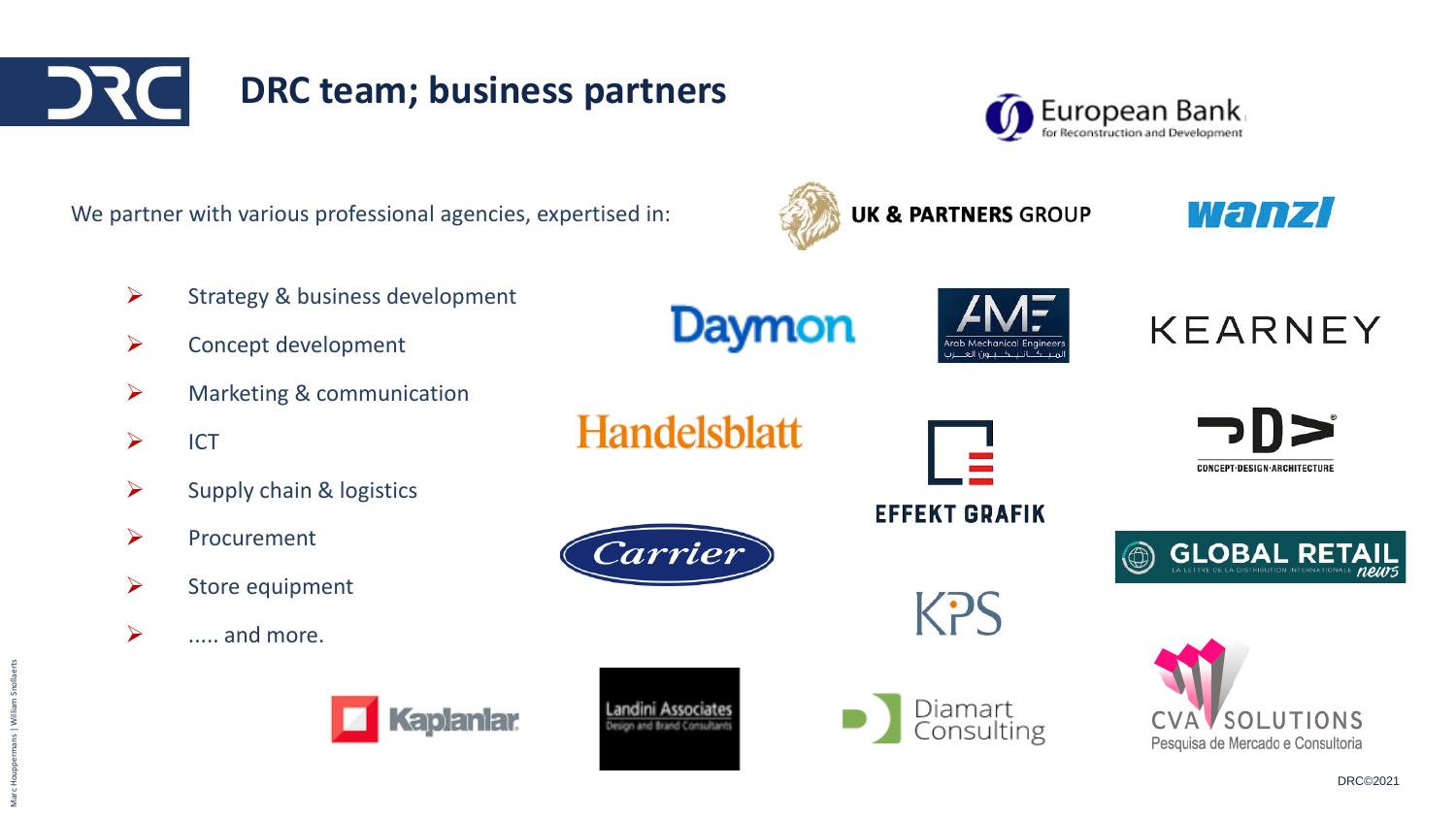## DRC team; business partners

We partner with various professional agencies, expertised in:

- Strategy & business development
- Concept development
- Marketing & communication
- ICT
- Supply chain & logistics
- Procurement
- Store equipment
- ..... and more.

European Bank for Reconstruction and Development

UK & PARTNERS GROUP

wanzl

Daymon

AME Arab Mechanical Engineers

KEARNEY

Handelsblatt

EFFEKT GRAFIK

CONCEPT·DESIGN·ARCHITECTURE

Carrier

GLOBAL RETAIL news

KPS

Kaplanlar

Landini Associates Design and Brand Consultants

Diamart Consulting

CVA SOLUTIONS Pesquisa de Mercado e Consultoria

DRC©2021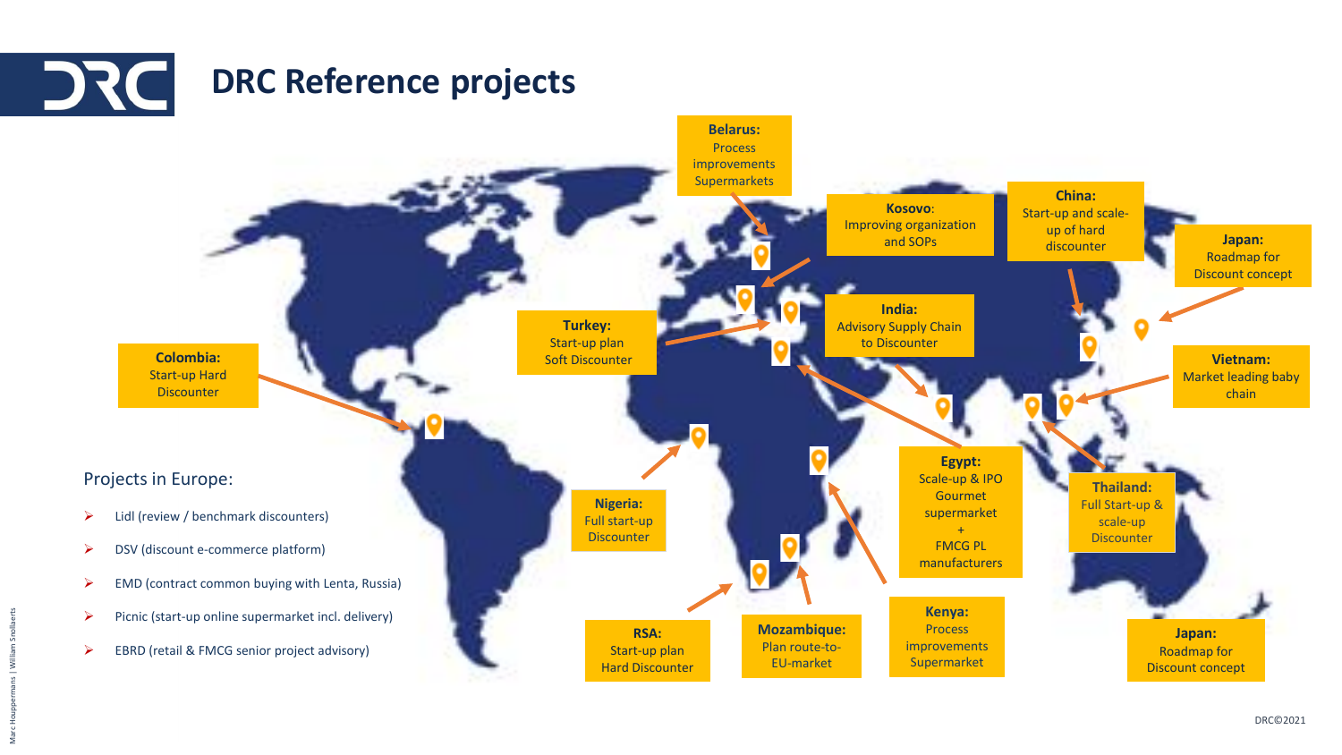# DRC Reference projects

**Belarus:**
Process improvements Supermarkets

**Kosovo**:
Improving organization and SOPs

**China:**
Start-up and scale-up of hard discounter

**Japan:**
Roadmap for Discount concept

**Turkey:**
Start-up plan Soft Discounter

**India:**
Advisory Supply Chain to Discounter

**Colombia:**
Start-up Hard Discounter

**Vietnam:**
Market leading baby chain

**Egypt:**
Scale-up & IPO Gourmet supermarket + FMCG PL manufacturers

**Thailand:**
Full Start-up & scale-up Discounter

**Nigeria:**
Full start-up Discounter

**Kenya:**
Process improvements Supermarket

**RSA:**
Start-up plan Hard Discounter

**Mozambique:**
Plan route-to-EU-market

**Japan:**
Roadmap for Discount concept

Projects in Europe:

- Lidl (review / benchmark discounters)
- DSV (discount e-commerce platform)
- EMD (contract common buying with Lenta, Russia)
- Picnic (start-up online supermarket incl. delivery)
- EBRD (retail & FMCG senior project advisory)

DRC©2021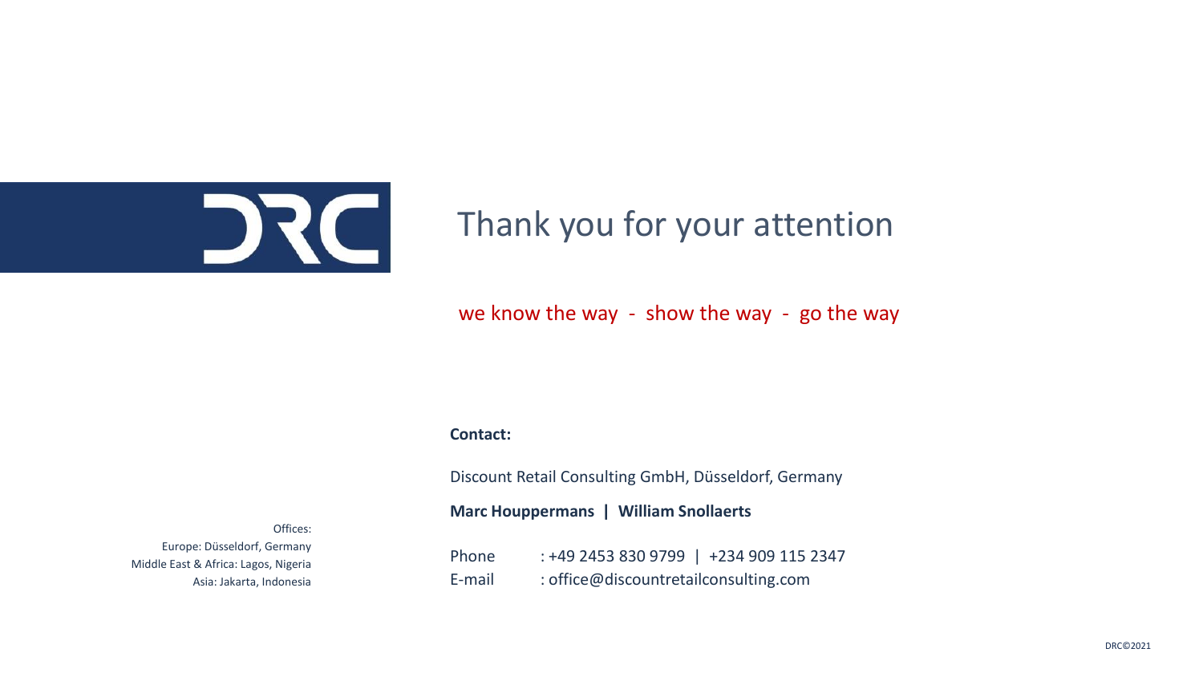DRC

# Thank you for your attention

we know the way - show the way - go the way

**Contact:**

Discount Retail Consulting GmbH, Düsseldorf, Germany

**Marc Houppermans | William Snollaerts**

Phone : +49 2453 830 9799 | +234 909 115 2347
E-mail : office@discountretailconsulting.com

Offices:
Europe: Düsseldorf, Germany
Middle East & Africa: Lagos, Nigeria
Asia: Jakarta, Indonesia

DRC©2021